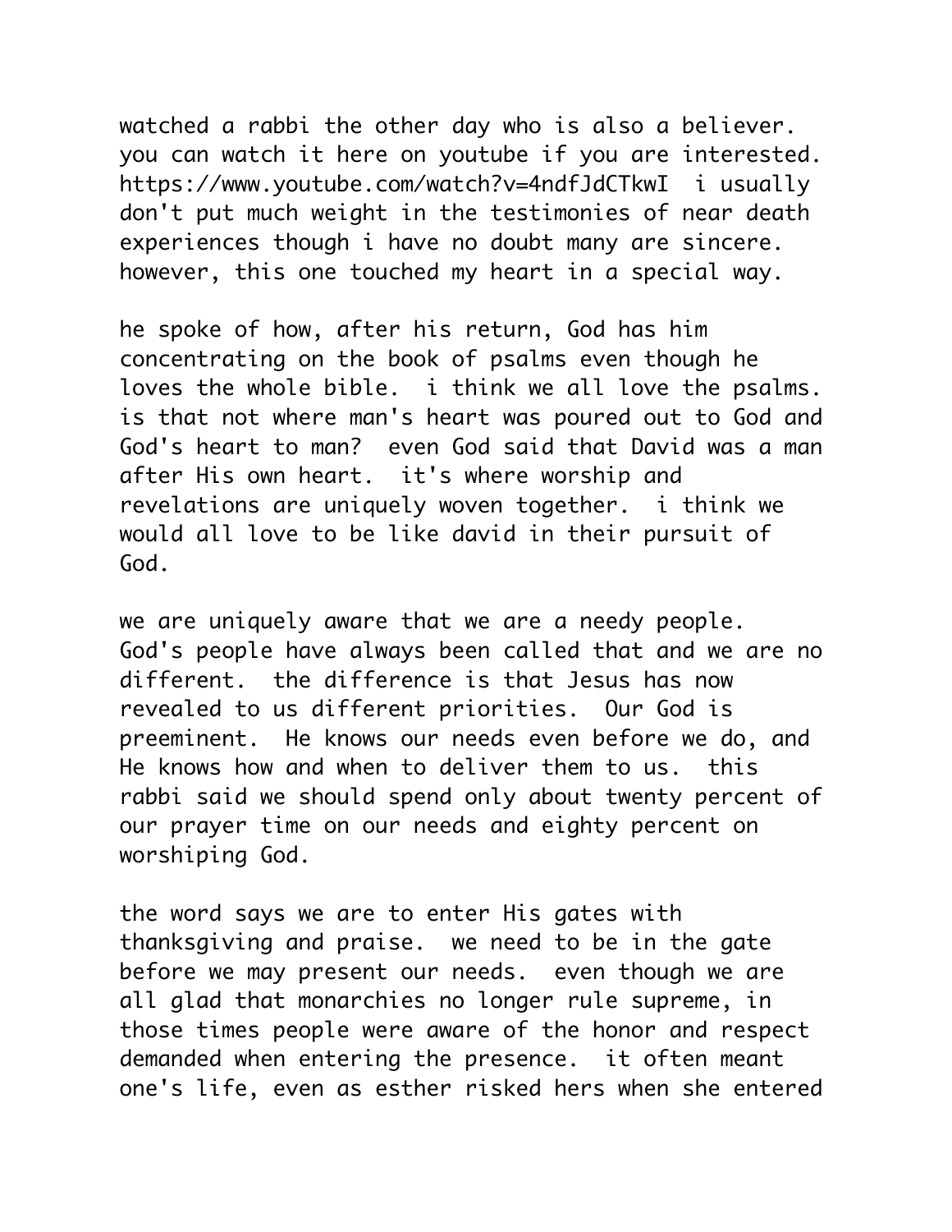watched a rabbi the other day who is also a believer. you can watch it here on youtube if you are interested. https://www.youtube.com/watch?v=4ndfJdCTkwI  i usually don't put much weight in the testimonies of near death experiences though i have no doubt many are sincere. however, this one touched my heart in a special way.

he spoke of how, after his return, God has him concentrating on the book of psalms even though he loves the whole bible.  i think we all love the psalms. is that not where man's heart was poured out to God and God's heart to man?  even God said that David was a man after His own heart.  it's where worship and revelations are uniquely woven together.  i think we would all love to be like david in their pursuit of God.

we are uniquely aware that we are a needy people. God's people have always been called that and we are no different.  the difference is that Jesus has now revealed to us different priorities.  Our God is preeminent.  He knows our needs even before we do, and He knows how and when to deliver them to us.  this rabbi said we should spend only about twenty percent of our prayer time on our needs and eighty percent on worshiping God.

the word says we are to enter His gates with thanksgiving and praise.  we need to be in the gate before we may present our needs.  even though we are all glad that monarchies no longer rule supreme, in those times people were aware of the honor and respect demanded when entering the presence.  it often meant one's life, even as esther risked hers when she entered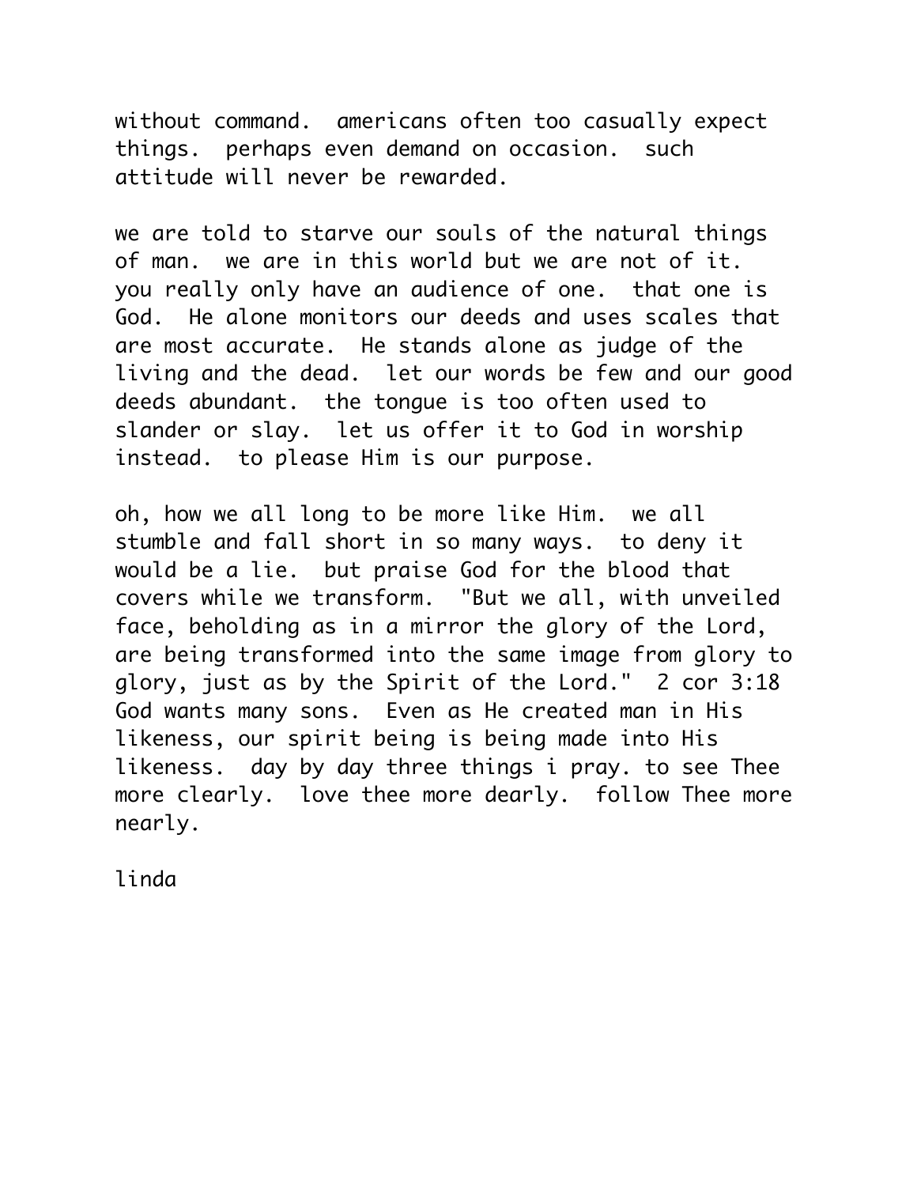without command. americans often too casually expect things. perhaps even demand on occasion. such attitude will never be rewarded.

we are told to starve our souls of the natural things of man. we are in this world but we are not of it. you really only have an audience of one. that one is God. He alone monitors our deeds and uses scales that are most accurate. He stands alone as judge of the living and the dead. let our words be few and our good deeds abundant. the tongue is too often used to slander or slay. let us offer it to God in worship instead. to please Him is our purpose.

oh, how we all long to be more like Him. we all stumble and fall short in so many ways. to deny it would be a lie. but praise God for the blood that covers while we transform. "But we all, with unveiled face, beholding as in a mirror the glory of the Lord, are being transformed into the same image from glory to glory, just as by the Spirit of the Lord." 2 cor 3:18 God wants many sons. Even as He created man in His likeness, our spirit being is being made into His likeness. day by day three things i pray. to see Thee more clearly. love thee more dearly. follow Thee more nearly.

linda